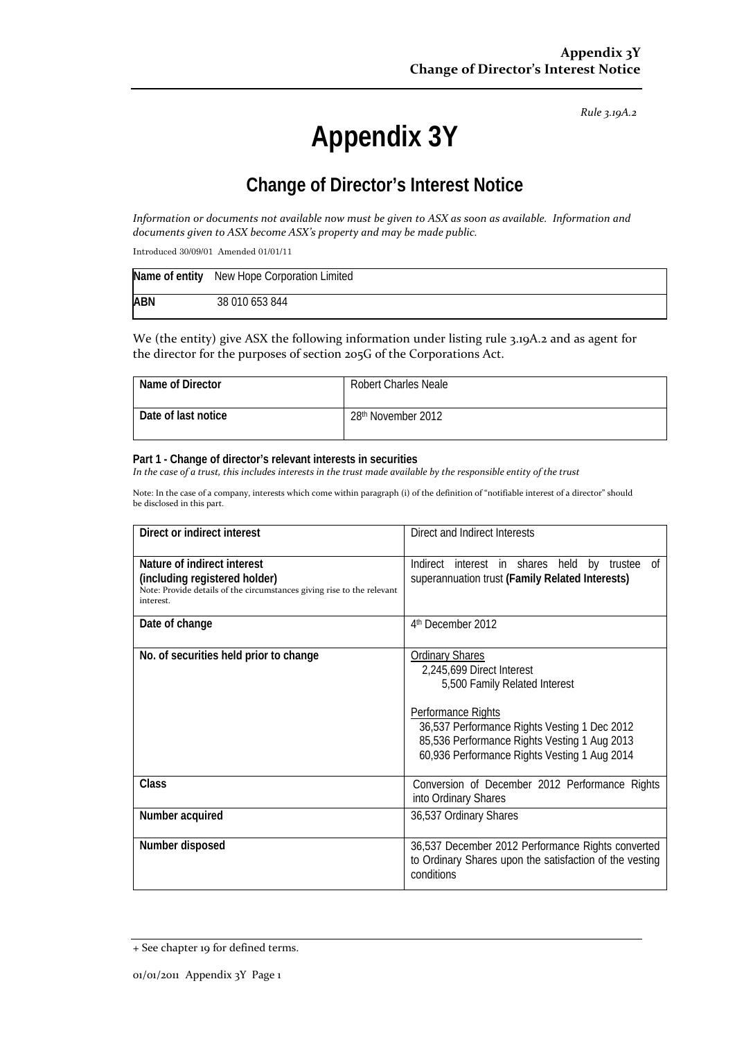*Rule 3.19A.2*

# Appendix 3Y

## Change of Director's Interest Notice

*Information or documents not available now must be given to ASX as soon as available. Information and documents given to ASX become ASX's property and may be made public.*

Introduced 30/09/01 Amended 01/01/11

| | |
|---|---|
| **Name of entity** | New Hope Corporation Limited |
| **ABN** | 38 010 653 844 |

We (the entity) give ASX the following information under listing rule 3.19A.2 and as agent for the director for the purposes of section 205G of the Corporations Act.

| | |
|---|---|
| **Name of Director** | Robert Charles Neale |
| **Date of last notice** | 28th November 2012 |

**Part 1 - Change of director's relevant interests in securities**

*In the case of a trust, this includes interests in the trust made available by the responsible entity of the trust*

Note: In the case of a company, interests which come within paragraph (i) of the definition of "notifiable interest of a director" should be disclosed in this part.

| | |
|---|---|
| **Direct or indirect interest** | Direct and Indirect Interests |
| **Nature of indirect interest (including registered holder)**<br>Note: Provide details of the circumstances giving rise to the relevant interest. | Indirect interest in shares held by trustee of superannuation trust **(Family Related Interests)** |
| **Date of change** | 4th December 2012 |
| **No. of securities held prior to change** | Ordinary Shares<br>2,245,699 Direct Interest<br>5,500 Family Related Interest<br><br>Performance Rights<br>36,537 Performance Rights Vesting 1 Dec 2012<br>85,536 Performance Rights Vesting 1 Aug 2013<br>60,936 Performance Rights Vesting 1 Aug 2014 |
| **Class** | Conversion of December 2012 Performance Rights into Ordinary Shares |
| **Number acquired** | 36,537 Ordinary Shares |
| **Number disposed** | 36,537 December 2012 Performance Rights converted to Ordinary Shares upon the satisfaction of the vesting conditions |

+ See chapter 19 for defined terms.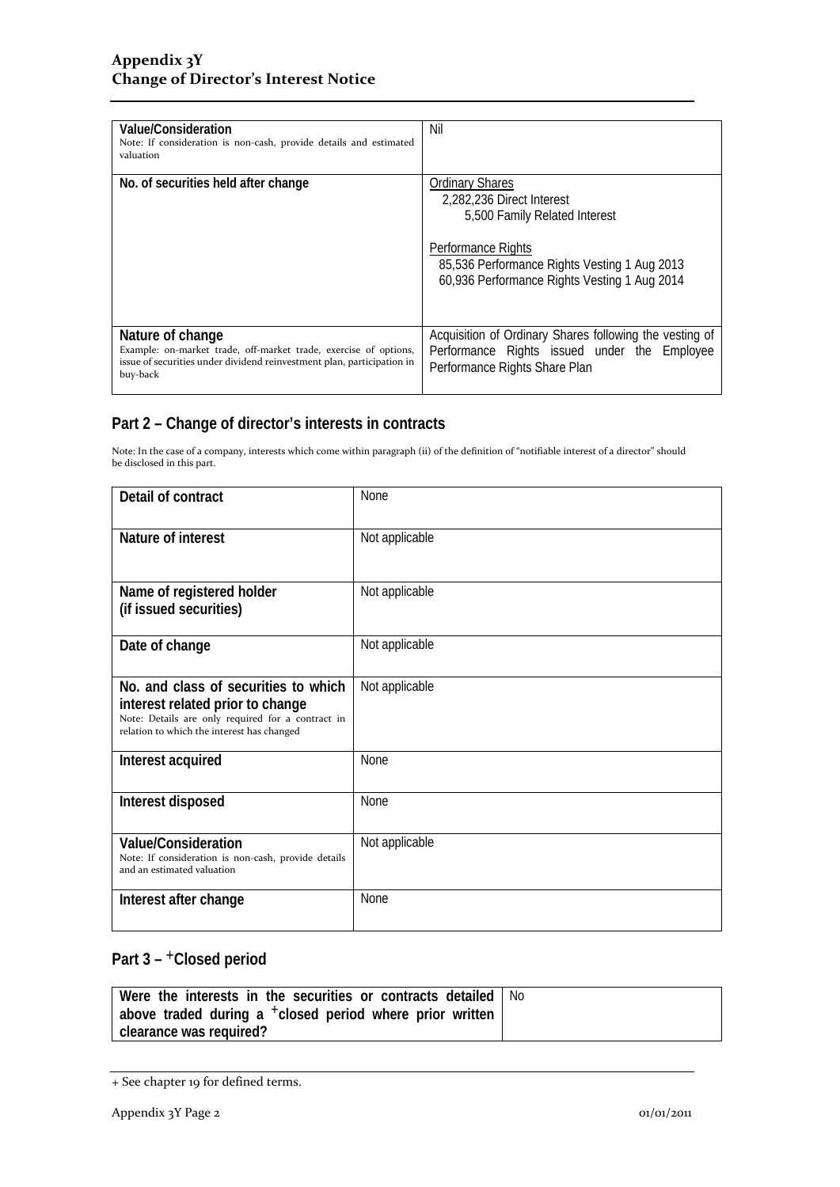| | |
|---|---|
| **Value/Consideration**<br>Note: If consideration is non-cash, provide details and estimated valuation | Nil |
| **No. of securities held after change** | Ordinary Shares<br>2,282,236 Direct Interest<br>5,500 Family Related Interest<br><br>Performance Rights<br>85,536 Performance Rights Vesting 1 Aug 2013<br>60,936 Performance Rights Vesting 1 Aug 2014 |
| **Nature of change**<br>Example: on-market trade, off-market trade, exercise of options, issue of securities under dividend reinvestment plan, participation in buy-back | Acquisition of Ordinary Shares following the vesting of Performance Rights issued under the Employee Performance Rights Share Plan |

## Part 2 – Change of director's interests in contracts

Note: In the case of a company, interests which come within paragraph (ii) of the definition of "notifiable interest of a director" should be disclosed in this part.

| | |
|---|---|
| **Detail of contract** | None |
| **Nature of interest** | Not applicable |
| **Name of registered holder (if issued securities)** | Not applicable |
| **Date of change** | Not applicable |
| **No. and class of securities to which interest related prior to change**<br>Note: Details are only required for a contract in relation to which the interest has changed | Not applicable |
| **Interest acquired** | None |
| **Interest disposed** | None |
| **Value/Consideration**<br>Note: If consideration is non-cash, provide details and an estimated valuation | Not applicable |
| **Interest after change** | None |

## Part 3 – +Closed period

| | |
|---|---|
| **Were the interests in the securities or contracts detailed above traded during a +closed period where prior written clearance was required?** | No |

+ See chapter 19 for defined terms.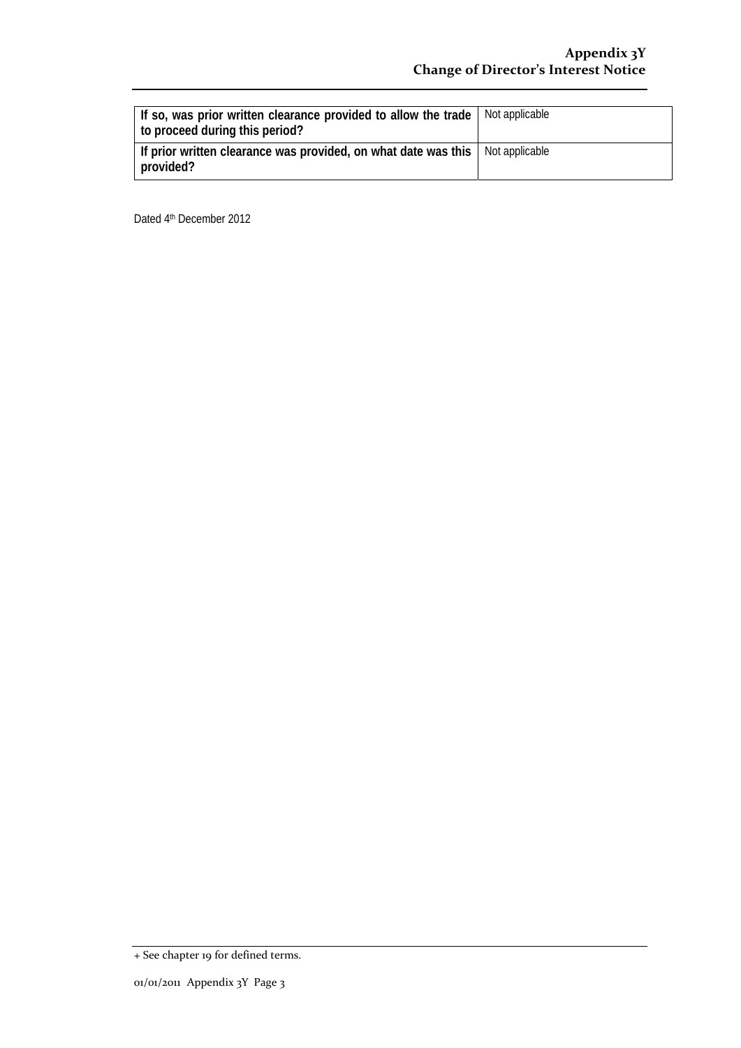| | |
|---|---|
| **If so, was prior written clearance provided to allow the trade to proceed during this period?** | Not applicable |
| **If prior written clearance was provided, on what date was this provided?** | Not applicable |

Dated 4th December 2012

+ See chapter 19 for defined terms.